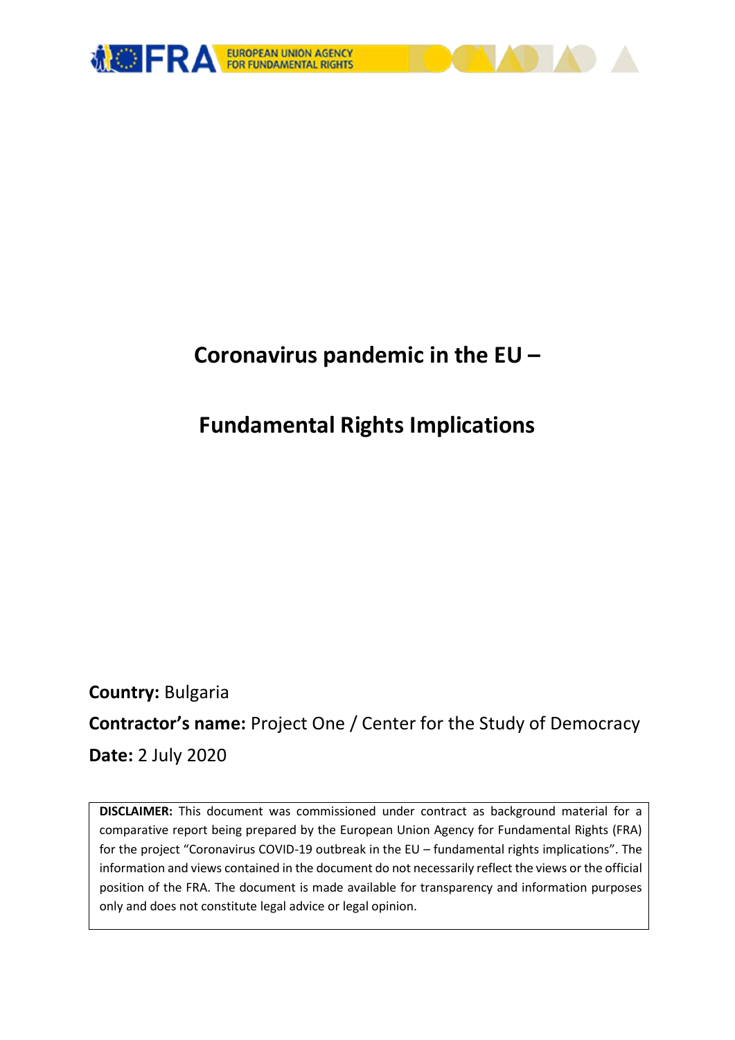EUROPEAN UNION AGENCY FOR FUNDAMENTAL RIGHTS

# Coronavirus pandemic in the EU –

# Fundamental Rights Implications

**Country:** Bulgaria

**Contractor's name:** Project One / Center for the Study of Democracy

**Date:** 2 July 2020

**DISCLAIMER:** This document was commissioned under contract as background material for a comparative report being prepared by the European Union Agency for Fundamental Rights (FRA) for the project "Coronavirus COVID-19 outbreak in the EU – fundamental rights implications". The information and views contained in the document do not necessarily reflect the views or the official position of the FRA. The document is made available for transparency and information purposes only and does not constitute legal advice or legal opinion.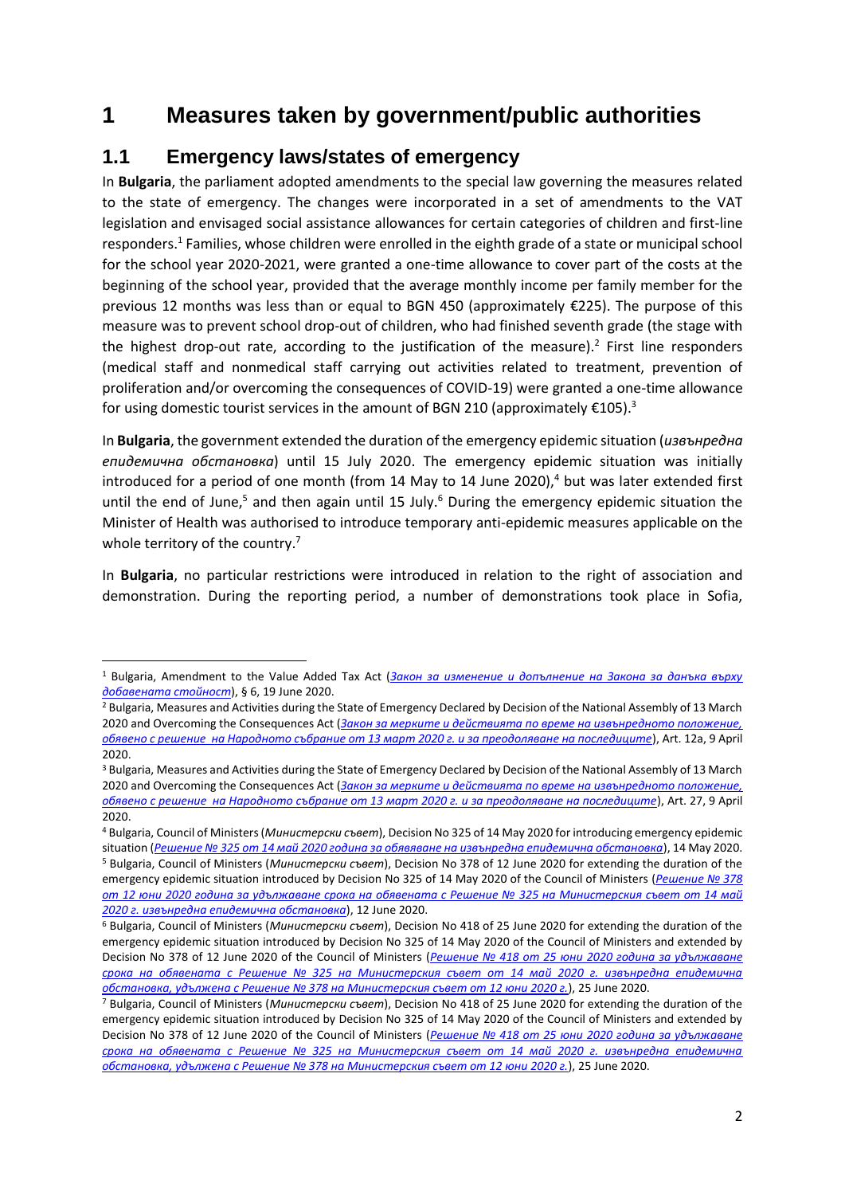# 1 Measures taken by government/public authorities

## 1.1 Emergency laws/states of emergency

In **Bulgaria**, the parliament adopted amendments to the special law governing the measures related to the state of emergency. The changes were incorporated in a set of amendments to the VAT legislation and envisaged social assistance allowances for certain categories of children and first-line responders.[1] Families, whose children were enrolled in the eighth grade of a state or municipal school for the school year 2020-2021, were granted a one-time allowance to cover part of the costs at the beginning of the school year, provided that the average monthly income per family member for the previous 12 months was less than or equal to BGN 450 (approximately €225). The purpose of this measure was to prevent school drop-out of children, who had finished seventh grade (the stage with the highest drop-out rate, according to the justification of the measure).[2] First line responders (medical staff and nonmedical staff carrying out activities related to treatment, prevention of proliferation and/or overcoming the consequences of COVID-19) were granted a one-time allowance for using domestic tourist services in the amount of BGN 210 (approximately €105).[3]

In **Bulgaria**, the government extended the duration of the emergency epidemic situation (*извънредна епидемична обстановка*) until 15 July 2020. The emergency epidemic situation was initially introduced for a period of one month (from 14 May to 14 June 2020),[4] but was later extended first until the end of June,[5] and then again until 15 July.[6] During the emergency epidemic situation the Minister of Health was authorised to introduce temporary anti-epidemic measures applicable on the whole territory of the country.[7]

In **Bulgaria**, no particular restrictions were introduced in relation to the right of association and demonstration. During the reporting period, a number of demonstrations took place in Sofia,

---

[1] Bulgaria, Amendment to the Value Added Tax Act (*Закон за изменение и допълнение на Закона за данъка върху добавената стойност*), § 6, 19 June 2020.

[2] Bulgaria, Measures and Activities during the State of Emergency Declared by Decision of the National Assembly of 13 March 2020 and Overcoming the Consequences Act (*Закон за мерките и действията по време на извънредното положение, обявено с решение на Народното събрание от 13 март 2020 г. и за преодоляване на последиците*), Art. 12a, 9 April 2020.

[3] Bulgaria, Measures and Activities during the State of Emergency Declared by Decision of the National Assembly of 13 March 2020 and Overcoming the Consequences Act (*Закон за мерките и действията по време на извънредното положение, обявено с решение на Народното събрание от 13 март 2020 г. и за преодоляване на последиците*), Art. 27, 9 April 2020.

[4] Bulgaria, Council of Ministers (*Министерски съвет*), Decision No 325 of 14 May 2020 for introducing emergency epidemic situation (*Решение № 325 от 14 май 2020 година за обявяване на извънредна епидемична обстановка*), 14 May 2020.

[5] Bulgaria, Council of Ministers (*Министерски съвет*), Decision No 378 of 12 June 2020 for extending the duration of the emergency epidemic situation introduced by Decision No 325 of 14 May 2020 of the Council of Ministers (*Решение № 378 от 12 юни 2020 година за удължаване срока на обявената с Решение № 325 на Министерския съвет от 14 май 2020 г. извънредна епидемична обстановка*), 12 June 2020.

[6] Bulgaria, Council of Ministers (*Министерски съвет*), Decision No 418 of 25 June 2020 for extending the duration of the emergency epidemic situation introduced by Decision No 325 of 14 May 2020 of the Council of Ministers and extended by Decision No 378 of 12 June 2020 of the Council of Ministers (*Решение № 418 от 25 юни 2020 година за удължаване срока на обявената с Решение № 325 на Министерския съвет от 14 май 2020 г. извънредна епидемична обстановка, удължена с Решение № 378 на Министерския съвет от 12 юни 2020 г.*), 25 June 2020.

[7] Bulgaria, Council of Ministers (*Министерски съвет*), Decision No 418 of 25 June 2020 for extending the duration of the emergency epidemic situation introduced by Decision No 325 of 14 May 2020 of the Council of Ministers and extended by Decision No 378 of 12 June 2020 of the Council of Ministers (*Решение № 418 от 25 юни 2020 година за удължаване срока на обявената с Решение № 325 на Министерския съвет от 14 май 2020 г. извънредна епидемична обстановка, удължена с Решение № 378 на Министерския съвет от 12 юни 2020 г.*), 25 June 2020.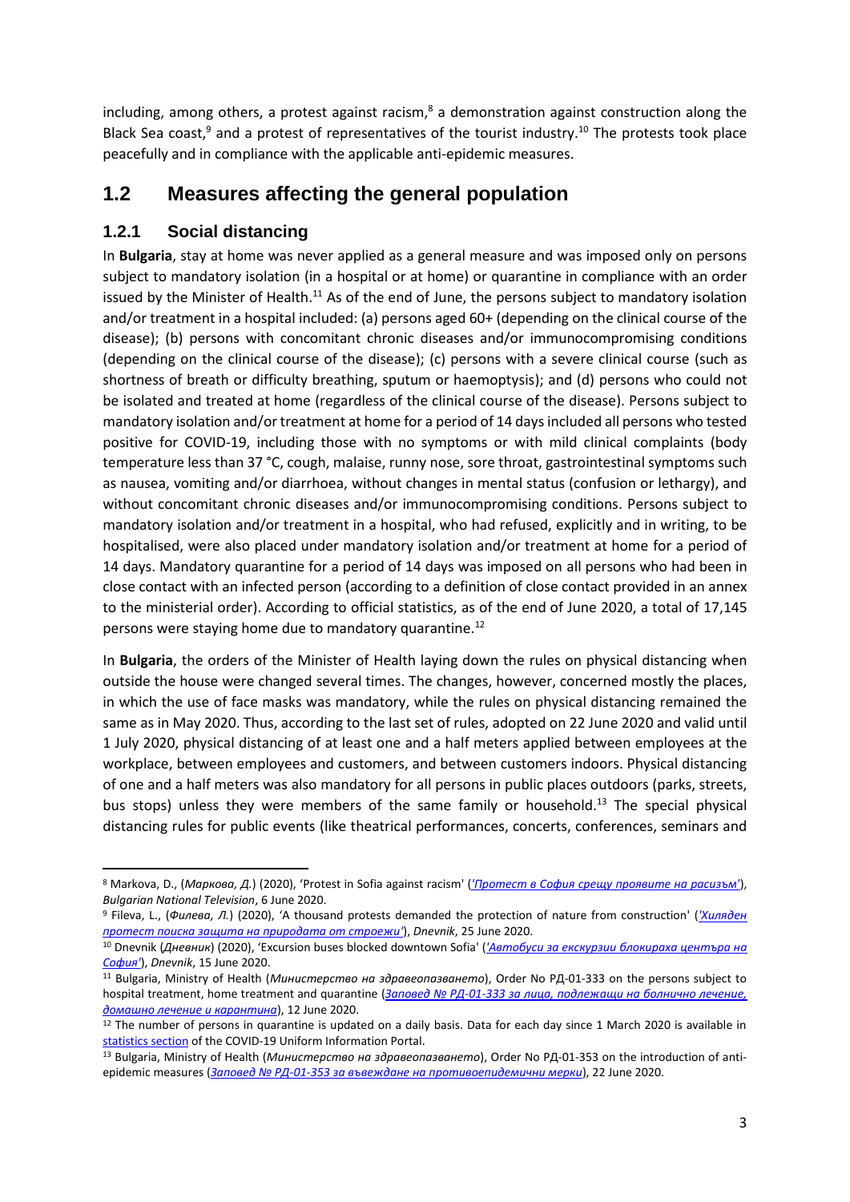including, among others, a protest against racism,[8] a demonstration against construction along the Black Sea coast,[9] and a protest of representatives of the tourist industry.[10] The protests took place peacefully and in compliance with the applicable anti-epidemic measures.

## 1.2 Measures affecting the general population

### 1.2.1 Social distancing

In **Bulgaria**, stay at home was never applied as a general measure and was imposed only on persons subject to mandatory isolation (in a hospital or at home) or quarantine in compliance with an order issued by the Minister of Health.[11] As of the end of June, the persons subject to mandatory isolation and/or treatment in a hospital included: (a) persons aged 60+ (depending on the clinical course of the disease); (b) persons with concomitant chronic diseases and/or immunocompromising conditions (depending on the clinical course of the disease); (c) persons with a severe clinical course (such as shortness of breath or difficulty breathing, sputum or haemoptysis); and (d) persons who could not be isolated and treated at home (regardless of the clinical course of the disease). Persons subject to mandatory isolation and/or treatment at home for a period of 14 days included all persons who tested positive for COVID-19, including those with no symptoms or with mild clinical complaints (body temperature less than 37 °C, cough, malaise, runny nose, sore throat, gastrointestinal symptoms such as nausea, vomiting and/or diarrhoea, without changes in mental status (confusion or lethargy), and without concomitant chronic diseases and/or immunocompromising conditions. Persons subject to mandatory isolation and/or treatment in a hospital, who had refused, explicitly and in writing, to be hospitalised, were also placed under mandatory isolation and/or treatment at home for a period of 14 days. Mandatory quarantine for a period of 14 days was imposed on all persons who had been in close contact with an infected person (according to a definition of close contact provided in an annex to the ministerial order). According to official statistics, as of the end of June 2020, a total of 17,145 persons were staying home due to mandatory quarantine.[12]

In **Bulgaria**, the orders of the Minister of Health laying down the rules on physical distancing when outside the house were changed several times. The changes, however, concerned mostly the places, in which the use of face masks was mandatory, while the rules on physical distancing remained the same as in May 2020. Thus, according to the last set of rules, adopted on 22 June 2020 and valid until 1 July 2020, physical distancing of at least one and a half meters applied between employees at the workplace, between employees and customers, and between customers indoors. Physical distancing of one and a half meters was also mandatory for all persons in public places outdoors (parks, streets, bus stops) unless they were members of the same family or household.[13] The special physical distancing rules for public events (like theatrical performances, concerts, conferences, seminars and

---

[8] Markova, D., (*Маркова, Д.*) (2020), 'Protest in Sofia against racism' (*'Протест в София срещу проявите на расизъм'*), *Bulgarian National Television*, 6 June 2020.

[9] Fileva, L., (*Филева, Л.*) (2020), 'A thousand protests demanded the protection of nature from construction' (*'Хиляден протест поиска защита на природата от строежи'*), *Dnevnik*, 25 June 2020.

[10] Dnevnik (*Дневник*) (2020), 'Excursion buses blocked downtown Sofia' (*'Автобуси за екскурзии блокираха центъра на София'*), *Dnevnik*, 15 June 2020.

[11] Bulgaria, Ministry of Health (*Министерство на здравеопазването*), Order No РД-01-333 on the persons subject to hospital treatment, home treatment and quarantine (*Заповед № РД-01-333 за лица, подлежащи на болнично лечение, домашно лечение и карантина*), 12 June 2020.

[12] The number of persons in quarantine is updated on a daily basis. Data for each day since 1 March 2020 is available in statistics section of the COVID-19 Uniform Information Portal.

[13] Bulgaria, Ministry of Health (*Министерство на здравеопазването*), Order No РД-01-353 on the introduction of anti-epidemic measures (*Заповед № РД-01-353 за въвеждане на противоепидемични мерки*), 22 June 2020.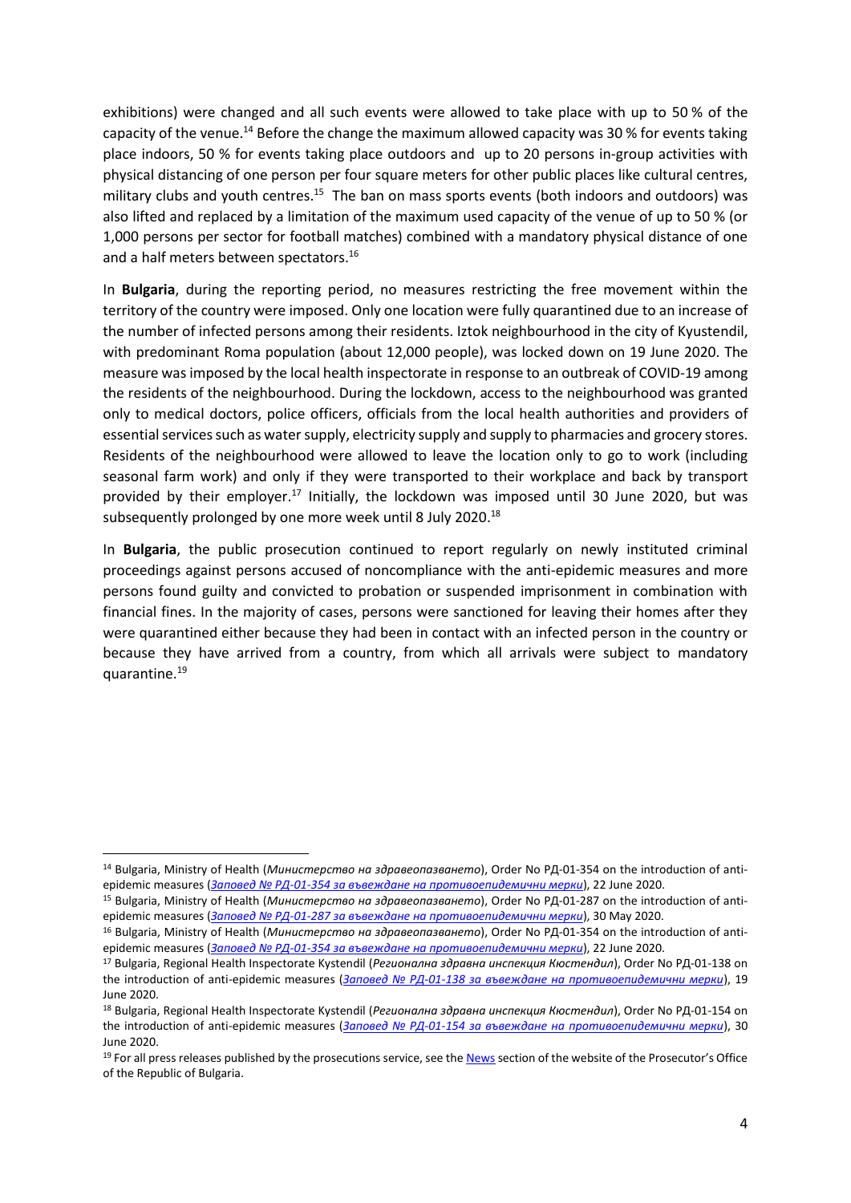exhibitions) were changed and all such events were allowed to take place with up to 50 % of the capacity of the venue.[14] Before the change the maximum allowed capacity was 30 % for events taking place indoors, 50 % for events taking place outdoors and up to 20 persons in-group activities with physical distancing of one person per four square meters for other public places like cultural centres, military clubs and youth centres.[15] The ban on mass sports events (both indoors and outdoors) was also lifted and replaced by a limitation of the maximum used capacity of the venue of up to 50 % (or 1,000 persons per sector for football matches) combined with a mandatory physical distance of one and a half meters between spectators.[16]

In **Bulgaria**, during the reporting period, no measures restricting the free movement within the territory of the country were imposed. Only one location were fully quarantined due to an increase of the number of infected persons among their residents. Iztok neighbourhood in the city of Kyustendil, with predominant Roma population (about 12,000 people), was locked down on 19 June 2020. The measure was imposed by the local health inspectorate in response to an outbreak of COVID-19 among the residents of the neighbourhood. During the lockdown, access to the neighbourhood was granted only to medical doctors, police officers, officials from the local health authorities and providers of essential services such as water supply, electricity supply and supply to pharmacies and grocery stores. Residents of the neighbourhood were allowed to leave the location only to go to work (including seasonal farm work) and only if they were transported to their workplace and back by transport provided by their employer.[17] Initially, the lockdown was imposed until 30 June 2020, but was subsequently prolonged by one more week until 8 July 2020.[18]

In **Bulgaria**, the public prosecution continued to report regularly on newly instituted criminal proceedings against persons accused of noncompliance with the anti-epidemic measures and more persons found guilty and convicted to probation or suspended imprisonment in combination with financial fines. In the majority of cases, persons were sanctioned for leaving their homes after they were quarantined either because they had been in contact with an infected person in the country or because they have arrived from a country, from which all arrivals were subject to mandatory quarantine.[19]

---

[14] Bulgaria, Ministry of Health (*Министерство на здравеопазването*), Order No РД-01-354 on the introduction of anti-epidemic measures (*Заповед № РД-01-354 за въвеждане на противоепидемични мерки*), 22 June 2020.

[15] Bulgaria, Ministry of Health (*Министерство на здравеопазването*), Order No РД-01-287 on the introduction of anti-epidemic measures (*Заповед № РД-01-287 за въвеждане на противоепидемични мерки*), 30 May 2020.

[16] Bulgaria, Ministry of Health (*Министерство на здравеопазването*), Order No РД-01-354 on the introduction of anti-epidemic measures (*Заповед № РД-01-354 за въвеждане на противоепидемични мерки*), 22 June 2020.

[17] Bulgaria, Regional Health Inspectorate Kystendil (*Регионална здравна инспекция Кюстендил*), Order No РД-01-138 on the introduction of anti-epidemic measures (*Заповед № РД-01-138 за въвеждане на противоепидемични мерки*), 19 June 2020.

[18] Bulgaria, Regional Health Inspectorate Kystendil (*Регионална здравна инспекция Кюстендил*), Order No РД-01-154 on the introduction of anti-epidemic measures (*Заповед № РД-01-154 за въвеждане на противоепидемични мерки*), 30 June 2020.

[19] For all press releases published by the prosecutions service, see the News section of the website of the Prosecutor's Office of the Republic of Bulgaria.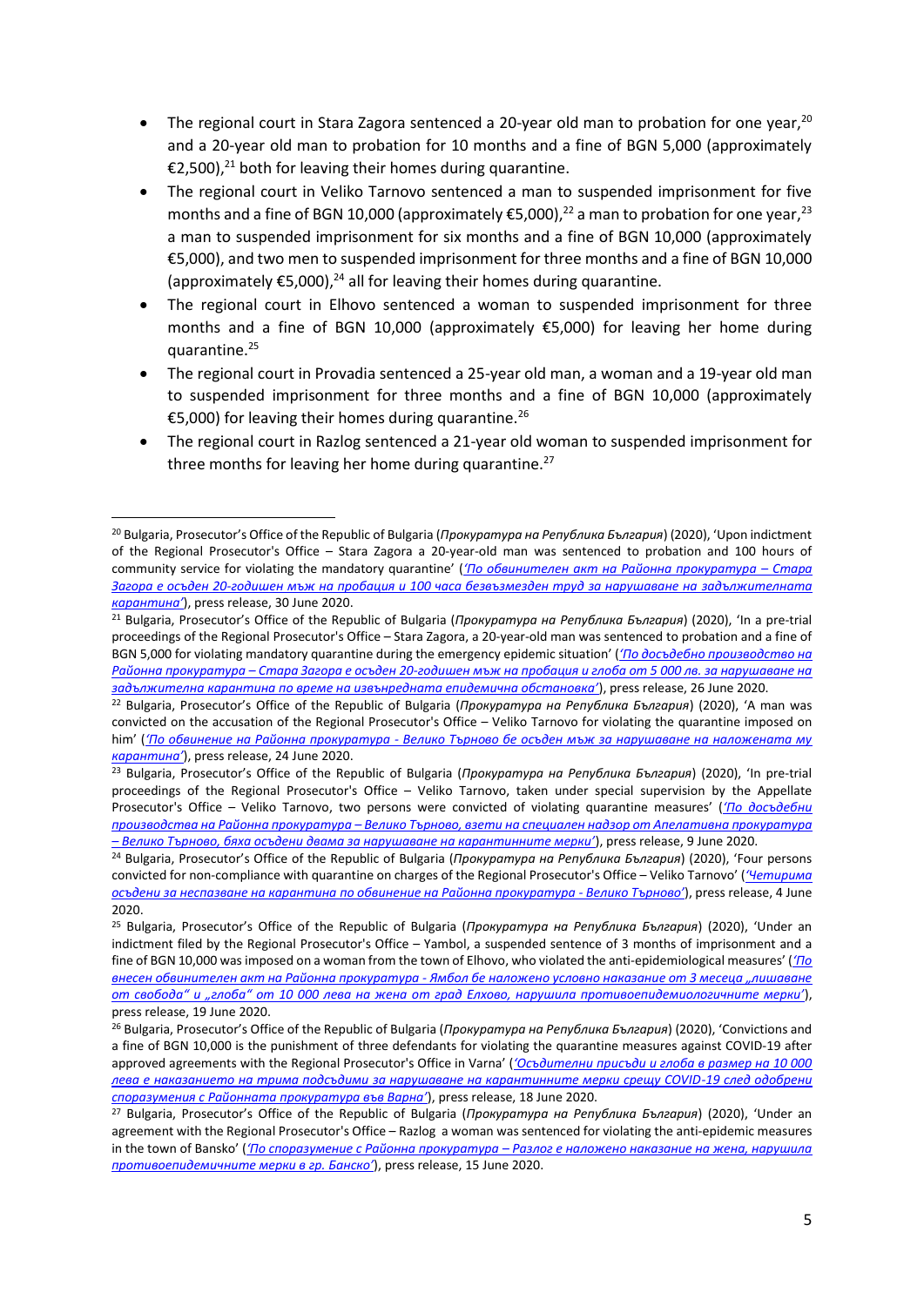- The regional court in Stara Zagora sentenced a 20-year old man to probation for one year,[20] and a 20-year old man to probation for 10 months and a fine of BGN 5,000 (approximately €2,500),[21] both for leaving their homes during quarantine.
- The regional court in Veliko Tarnovo sentenced a man to suspended imprisonment for five months and a fine of BGN 10,000 (approximately €5,000),[22] a man to probation for one year,[23] a man to suspended imprisonment for six months and a fine of BGN 10,000 (approximately €5,000), and two men to suspended imprisonment for three months and a fine of BGN 10,000 (approximately €5,000),[24] all for leaving their homes during quarantine.
- The regional court in Elhovo sentenced a woman to suspended imprisonment for three months and a fine of BGN 10,000 (approximately €5,000) for leaving her home during quarantine.[25]
- The regional court in Provadia sentenced a 25-year old man, a woman and a 19-year old man to suspended imprisonment for three months and a fine of BGN 10,000 (approximately €5,000) for leaving their homes during quarantine.[26]
- The regional court in Razlog sentenced a 21-year old woman to suspended imprisonment for three months for leaving her home during quarantine.[27]

---

[20] Bulgaria, Prosecutor's Office of the Republic of Bulgaria (*Прокуратура на Република България*) (2020), 'Upon indictment of the Regional Prosecutor's Office – Stara Zagora a 20-year-old man was sentenced to probation and 100 hours of community service for violating the mandatory quarantine' (*'По обвинителен акт на Районна прокуратура – Стара Загора е осъден 20-годишен мъж на пробация и 100 часа безвъзмезден труд за нарушаване на задължителната карантина'*), press release, 30 June 2020.

[21] Bulgaria, Prosecutor's Office of the Republic of Bulgaria (*Прокуратура на Република България*) (2020), 'In a pre-trial proceedings of the Regional Prosecutor's Office – Stara Zagora, a 20-year-old man was sentenced to probation and a fine of BGN 5,000 for violating mandatory quarantine during the emergency epidemic situation' (*'По досъдебно производство на Районна прокуратура – Стара Загора е осъден 20-годишен мъж на пробация и глоба от 5 000 лв. за нарушаване на задължителна карантина по време на извънредната епидемична обстановка'*), press release, 26 June 2020.

[22] Bulgaria, Prosecutor's Office of the Republic of Bulgaria (*Прокуратура на Република България*) (2020), 'A man was convicted on the accusation of the Regional Prosecutor's Office – Veliko Tarnovo for violating the quarantine imposed on him' (*'По обвинение на Районна прокуратура - Велико Търново бе осъден мъж за нарушаване на наложената му карантина'*), press release, 24 June 2020.

[23] Bulgaria, Prosecutor's Office of the Republic of Bulgaria (*Прокуратура на Република България*) (2020), 'In pre-trial proceedings of the Regional Prosecutor's Office – Veliko Tarnovo, taken under special supervision by the Appellate Prosecutor's Office – Veliko Tarnovo, two persons were convicted of violating quarantine measures' (*'По досъдебни производства на Районна прокуратура – Велико Търново, взети на специален надзор от Апелативна прокуратура – Велико Търново, бяха осъдени двама за нарушаване на карантинните мерки'*), press release, 9 June 2020.

[24] Bulgaria, Prosecutor's Office of the Republic of Bulgaria (*Прокуратура на Република България*) (2020), 'Four persons convicted for non-compliance with quarantine on charges of the Regional Prosecutor's Office – Veliko Tarnovo' (*'Четирима осъдени за неспазване на карантина по обвинение на Районна прокуратура - Велико Търново'*), press release, 4 June 2020.

[25] Bulgaria, Prosecutor's Office of the Republic of Bulgaria (*Прокуратура на Република България*) (2020), 'Under an indictment filed by the Regional Prosecutor's Office – Yambol, a suspended sentence of 3 months of imprisonment and a fine of BGN 10,000 was imposed on a woman from the town of Elhovo, who violated the anti-epidemiological measures' (*'По внесен обвинителен акт на Районна прокуратура - Ямбол бе наложено условно наказание от 3 месеца „лишаване от свобода" и „глоба" от 10 000 лева на жена от град Елхово, нарушила противоепидемиологичните мерки'*), press release, 19 June 2020.

[26] Bulgaria, Prosecutor's Office of the Republic of Bulgaria (*Прокуратура на Република България*) (2020), 'Convictions and a fine of BGN 10,000 is the punishment of three defendants for violating the quarantine measures against COVID-19 after approved agreements with the Regional Prosecutor's Office in Varna' (*'Осъдителни присъди и глоба в размер на 10 000 лева е наказанието на трима подсъдими за нарушаване на карантинните мерки срещу COVID-19 след одобрени споразумения с Районната прокуратура във Варна'*), press release, 18 June 2020.

[27] Bulgaria, Prosecutor's Office of the Republic of Bulgaria (*Прокуратура на Република България*) (2020), 'Under an agreement with the Regional Prosecutor's Office – Razlog a woman was sentenced for violating the anti-epidemic measures in the town of Bansko' (*'По споразумение с Районна прокуратура – Разлог е наложено наказание на жена, нарушила противоепидемичните мерки в гр. Банско'*), press release, 15 June 2020.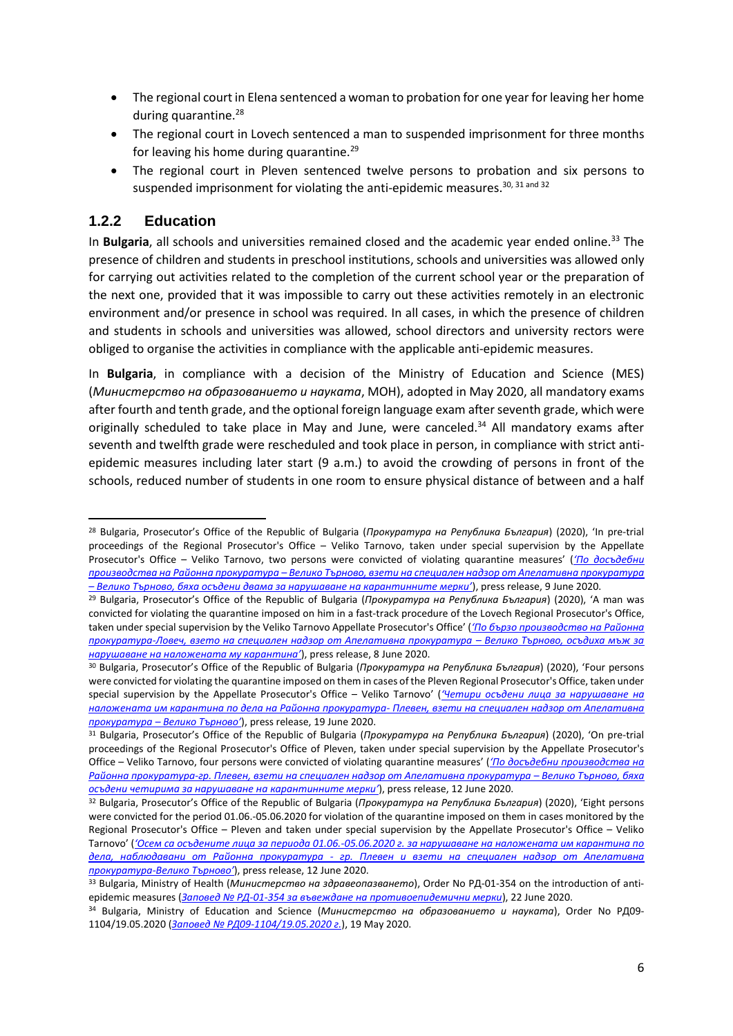- The regional court in Elena sentenced a woman to probation for one year for leaving her home during quarantine.[28]
- The regional court in Lovech sentenced a man to suspended imprisonment for three months for leaving his home during quarantine.[29]
- The regional court in Pleven sentenced twelve persons to probation and six persons to suspended imprisonment for violating the anti-epidemic measures.[30, 31 and 32]

### 1.2.2 Education

In **Bulgaria**, all schools and universities remained closed and the academic year ended online.[33] The presence of children and students in preschool institutions, schools and universities was allowed only for carrying out activities related to the completion of the current school year or the preparation of the next one, provided that it was impossible to carry out these activities remotely in an electronic environment and/or presence in school was required. In all cases, in which the presence of children and students in schools and universities was allowed, school directors and university rectors were obliged to organise the activities in compliance with the applicable anti-epidemic measures.

In **Bulgaria**, in compliance with a decision of the Ministry of Education and Science (MES) (*Министерство на образованието и науката*, МОН), adopted in May 2020, all mandatory exams after fourth and tenth grade, and the optional foreign language exam after seventh grade, which were originally scheduled to take place in May and June, were canceled.[34] All mandatory exams after seventh and twelfth grade were rescheduled and took place in person, in compliance with strict anti-epidemic measures including later start (9 a.m.) to avoid the crowding of persons in front of the schools, reduced number of students in one room to ensure physical distance of between and a half

---

[28] Bulgaria, Prosecutor's Office of the Republic of Bulgaria (*Прокуратура на Република България*) (2020), 'In pre-trial proceedings of the Regional Prosecutor's Office – Veliko Tarnovo, taken under special supervision by the Appellate Prosecutor's Office – Veliko Tarnovo, two persons were convicted of violating quarantine measures' (*'По досъдебни производства на Районна прокуратура – Велико Търново, взети на специален надзор от Апелативна прокуратура – Велико Търново, бяха осъдени двама за нарушаване на карантинните мерки'*), press release, 9 June 2020.

[29] Bulgaria, Prosecutor's Office of the Republic of Bulgaria (*Прокуратура на Република България*) (2020), 'A man was convicted for violating the quarantine imposed on him in a fast-track procedure of the Lovech Regional Prosecutor's Office, taken under special supervision by the Veliko Tarnovo Appellate Prosecutor's Office' (*'По бързо производство на Районна прокуратура-Ловеч, взето на специален надзор от Апелативна прокуратура – Велико Търново, осъдиха мъж за нарушаване на наложената му карантина'*), press release, 8 June 2020.

[30] Bulgaria, Prosecutor's Office of the Republic of Bulgaria (*Прокуратура на Република България*) (2020), 'Four persons were convicted for violating the quarantine imposed on them in cases of the Pleven Regional Prosecutor's Office, taken under special supervision by the Appellate Prosecutor's Office – Veliko Tarnovo' (*'Четири осъдени лица за нарушаване на наложената им карантина по дела на Районна прокуратура- Плевен, взети на специален надзор от Апелативна прокуратура – Велико Търново'*), press release, 19 June 2020.

[31] Bulgaria, Prosecutor's Office of the Republic of Bulgaria (*Прокуратура на Република България*) (2020), 'On pre-trial proceedings of the Regional Prosecutor's Office of Pleven, taken under special supervision by the Appellate Prosecutor's Office – Veliko Tarnovo, four persons were convicted of violating quarantine measures' (*'По досъдебни производства на Районна прокуратура-гр. Плевен, взети на специален надзор от Апелативна прокуратура – Велико Търново, бяха осъдени четирима за нарушаване на карантинните мерки'*), press release, 12 June 2020.

[32] Bulgaria, Prosecutor's Office of the Republic of Bulgaria (*Прокуратура на Република България*) (2020), 'Eight persons were convicted for the period 01.06.-05.06.2020 for violation of the quarantine imposed on them in cases monitored by the Regional Prosecutor's Office – Pleven and taken under special supervision by the Appellate Prosecutor's Office – Veliko Tarnovo' (*'Осем са осъдените лица за периода 01.06.-05.06.2020 г. за нарушаване на наложената им карантина по дела, наблюдавани от Районна прокуратура - гр. Плевен и взети на специален надзор от Апелативна прокуратура-Велико Търново'*), press release, 12 June 2020.

[33] Bulgaria, Ministry of Health (*Министерство на здравеопазването*), Order No РД-01-354 on the introduction of anti-epidemic measures (*Заповед № РД-01-354 за въвеждане на противоепидемични мерки*), 22 June 2020.

[34] Bulgaria, Ministry of Education and Science (*Министерство на образованието и науката*), Order No РД09-1104/19.05.2020 (*Заповед № РД09-1104/19.05.2020 г.*), 19 May 2020.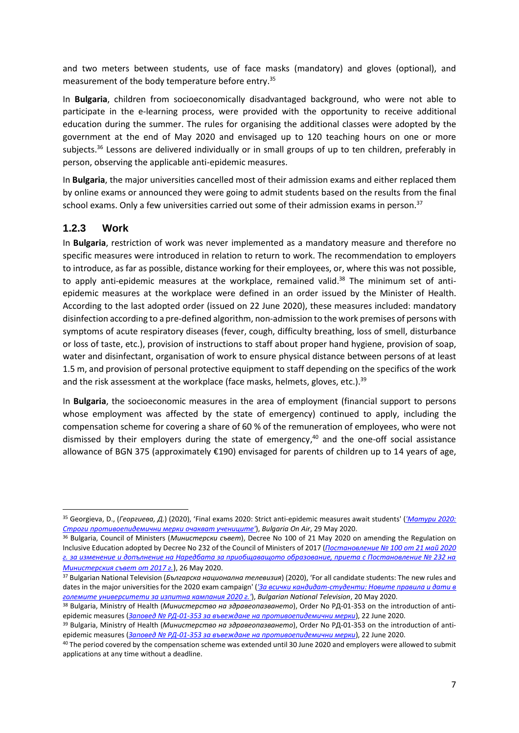and two meters between students, use of face masks (mandatory) and gloves (optional), and measurement of the body temperature before entry.[35]

In **Bulgaria**, children from socioeconomically disadvantaged background, who were not able to participate in the e-learning process, were provided with the opportunity to receive additional education during the summer. The rules for organising the additional classes were adopted by the government at the end of May 2020 and envisaged up to 120 teaching hours on one or more subjects.[36] Lessons are delivered individually or in small groups of up to ten children, preferably in person, observing the applicable anti-epidemic measures.

In **Bulgaria**, the major universities cancelled most of their admission exams and either replaced them by online exams or announced they were going to admit students based on the results from the final school exams. Only a few universities carried out some of their admission exams in person.[37]

### 1.2.3 Work

In **Bulgaria**, restriction of work was never implemented as a mandatory measure and therefore no specific measures were introduced in relation to return to work. The recommendation to employers to introduce, as far as possible, distance working for their employees, or, where this was not possible, to apply anti-epidemic measures at the workplace, remained valid.[38] The minimum set of anti-epidemic measures at the workplace were defined in an order issued by the Minister of Health. According to the last adopted order (issued on 22 June 2020), these measures included: mandatory disinfection according to a pre-defined algorithm, non-admission to the work premises of persons with symptoms of acute respiratory diseases (fever, cough, difficulty breathing, loss of smell, disturbance or loss of taste, etc.), provision of instructions to staff about proper hand hygiene, provision of soap, water and disinfectant, organisation of work to ensure physical distance between persons of at least 1.5 m, and provision of personal protective equipment to staff depending on the specifics of the work and the risk assessment at the workplace (face masks, helmets, gloves, etc.).[39]

In **Bulgaria**, the socioeconomic measures in the area of employment (financial support to persons whose employment was affected by the state of emergency) continued to apply, including the compensation scheme for covering a share of 60 % of the remuneration of employees, who were not dismissed by their employers during the state of emergency,[40] and the one-off social assistance allowance of BGN 375 (approximately €190) envisaged for parents of children up to 14 years of age,

---

[35] Georgieva, D., (*Георгиева, Д.*) (2020), 'Final exams 2020: Strict anti-epidemic measures await students' (*'Матури 2020: Строги противоепидемични мерки очакват учениците'*), *Bulgaria On Air*, 29 May 2020.

[36] Bulgaria, Council of Ministers (*Министерски съвет*), Decree No 100 of 21 May 2020 on amending the Regulation on Inclusive Education adopted by Decree No 232 of the Council of Ministers of 2017 (*Постановление № 100 от 21 май 2020 г. за изменение и допълнение на Наредбата за приобщаващото образование, приета с Постановление № 232 на Министерския съвет от 2017 г.*), 26 May 2020.

[37] Bulgarian National Television (*Българска национална телевизия*) (2020), 'For all candidate students: The new rules and dates in the major universities for the 2020 exam campaign' (*'За всички кандидат-студенти: Новите правила и дати в големите университети за изпитна кампания 2020 г.'*), *Bulgarian National Television*, 20 May 2020.

[38] Bulgaria, Ministry of Health (*Министерство на здравеопазването*), Order No РД-01-353 on the introduction of anti-epidemic measures (*Заповед № РД-01-353 за въвеждане на противоепидемични мерки*), 22 June 2020.

[39] Bulgaria, Ministry of Health (*Министерство на здравеопазването*), Order No РД-01-353 on the introduction of anti-epidemic measures (*Заповед № РД-01-353 за въвеждане на противоепидемични мерки*), 22 June 2020.

[40] The period covered by the compensation scheme was extended until 30 June 2020 and employers were allowed to submit applications at any time without a deadline.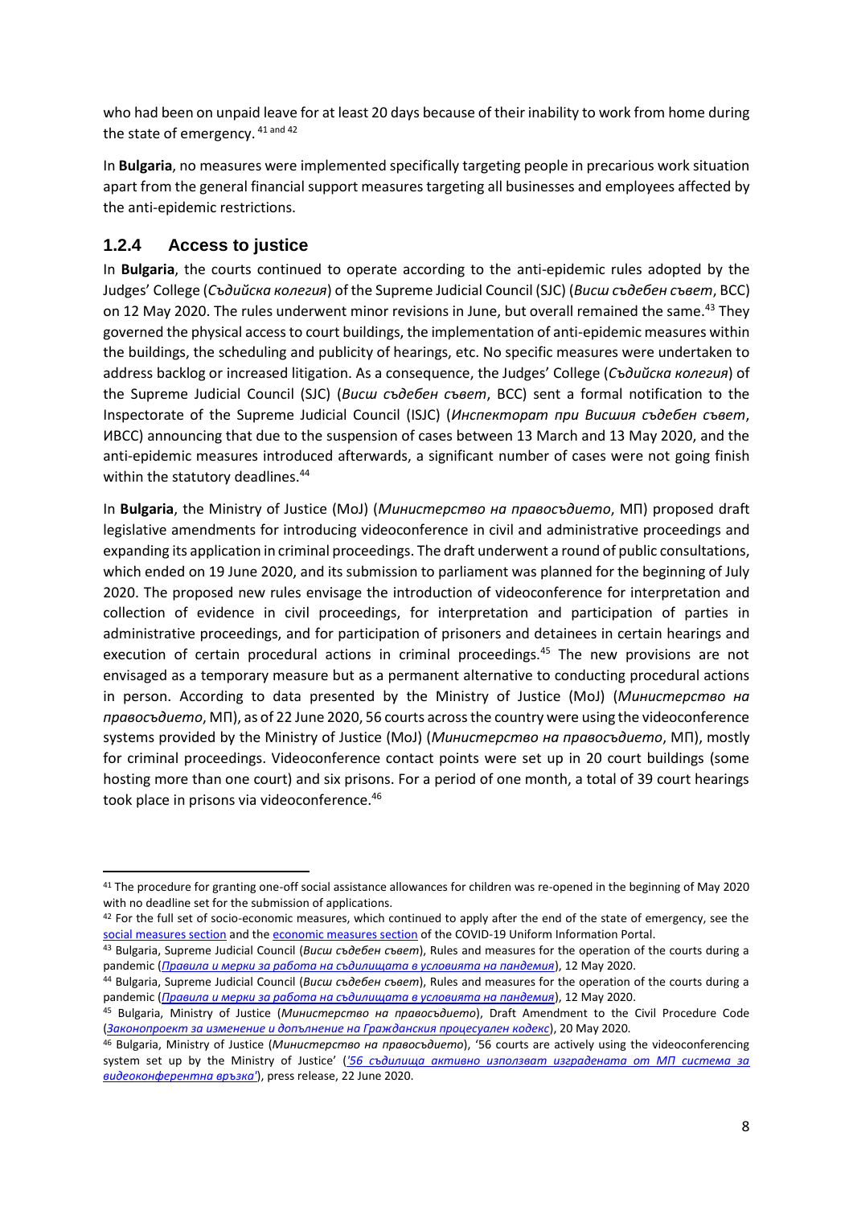who had been on unpaid leave for at least 20 days because of their inability to work from home during the state of emergency. [41 and 42]

In **Bulgaria**, no measures were implemented specifically targeting people in precarious work situation apart from the general financial support measures targeting all businesses and employees affected by the anti-epidemic restrictions.

### 1.2.4 Access to justice

In **Bulgaria**, the courts continued to operate according to the anti-epidemic rules adopted by the Judges' College (*Съдийска колегия*) of the Supreme Judicial Council (SJC) (*Висш съдебен съвет*, ВСС) on 12 May 2020. The rules underwent minor revisions in June, but overall remained the same.[43] They governed the physical access to court buildings, the implementation of anti-epidemic measures within the buildings, the scheduling and publicity of hearings, etc. No specific measures were undertaken to address backlog or increased litigation. As a consequence, the Judges' College (*Съдийска колегия*) of the Supreme Judicial Council (SJC) (*Висш съдебен съвет*, ВСС) sent a formal notification to the Inspectorate of the Supreme Judicial Council (ISJC) (*Инспекторат при Висшия съдебен съвет*, ИВСС) announcing that due to the suspension of cases between 13 March and 13 May 2020, and the anti-epidemic measures introduced afterwards, a significant number of cases were not going finish within the statutory deadlines.[44]

In **Bulgaria**, the Ministry of Justice (MoJ) (*Министерство на правосъдието*, МП) proposed draft legislative amendments for introducing videoconference in civil and administrative proceedings and expanding its application in criminal proceedings. The draft underwent a round of public consultations, which ended on 19 June 2020, and its submission to parliament was planned for the beginning of July 2020. The proposed new rules envisage the introduction of videoconference for interpretation and collection of evidence in civil proceedings, for interpretation and participation of parties in administrative proceedings, and for participation of prisoners and detainees in certain hearings and execution of certain procedural actions in criminal proceedings.[45] The new provisions are not envisaged as a temporary measure but as a permanent alternative to conducting procedural actions in person. According to data presented by the Ministry of Justice (MoJ) (*Министерство на правосъдието*, МП), as of 22 June 2020, 56 courts across the country were using the videoconference systems provided by the Ministry of Justice (MoJ) (*Министерство на правосъдието*, МП), mostly for criminal proceedings. Videoconference contact points were set up in 20 court buildings (some hosting more than one court) and six prisons. For a period of one month, a total of 39 court hearings took place in prisons via videoconference.[46]

---

[41] The procedure for granting one-off social assistance allowances for children was re-opened in the beginning of May 2020 with no deadline set for the submission of applications.

[42] For the full set of socio-economic measures, which continued to apply after the end of the state of emergency, see the social measures section and the economic measures section of the COVID-19 Uniform Information Portal.

[43] Bulgaria, Supreme Judicial Council (*Висш съдебен съвет*), Rules and measures for the operation of the courts during a pandemic (*Правила и мерки за работа на съдилищата в условията на пандемия*), 12 May 2020.

[44] Bulgaria, Supreme Judicial Council (*Висш съдебен съвет*), Rules and measures for the operation of the courts during a pandemic (*Правила и мерки за работа на съдилищата в условията на пандемия*), 12 May 2020.

[45] Bulgaria, Ministry of Justice (*Министерство на правосъдието*), Draft Amendment to the Civil Procedure Code (*Законопроект за изменение и допълнение на Гражданския процесуален кодекс*), 20 May 2020.

[46] Bulgaria, Ministry of Justice (*Министерство на правосъдието*), '56 courts are actively using the videoconferencing system set up by the Ministry of Justice' (*'56 съдилища активно използват изградената от МП система за видеоконферентна връзка'*), press release, 22 June 2020.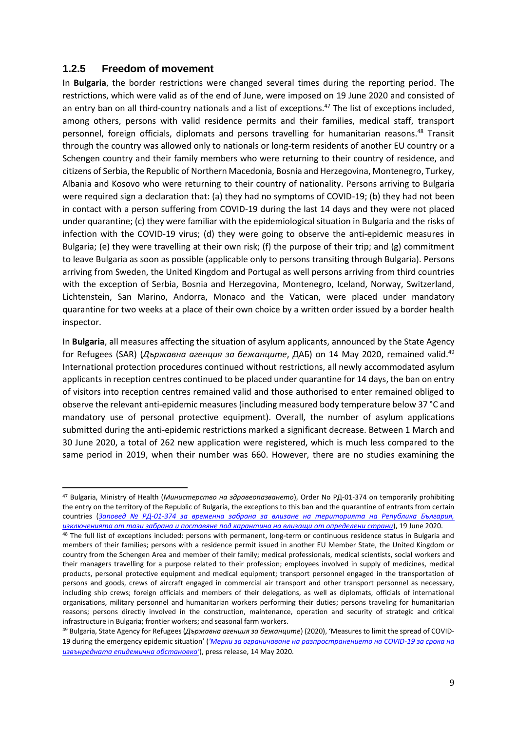### 1.2.5 Freedom of movement

In **Bulgaria**, the border restrictions were changed several times during the reporting period. The restrictions, which were valid as of the end of June, were imposed on 19 June 2020 and consisted of an entry ban on all third-country nationals and a list of exceptions.[47] The list of exceptions included, among others, persons with valid residence permits and their families, medical staff, transport personnel, foreign officials, diplomats and persons travelling for humanitarian reasons.[48] Transit through the country was allowed only to nationals or long-term residents of another EU country or a Schengen country and their family members who were returning to their country of residence, and citizens of Serbia, the Republic of Northern Macedonia, Bosnia and Herzegovina, Montenegro, Turkey, Albania and Kosovo who were returning to their country of nationality. Persons arriving to Bulgaria were required sign a declaration that: (a) they had no symptoms of COVID-19; (b) they had not been in contact with a person suffering from COVID-19 during the last 14 days and they were not placed under quarantine; (c) they were familiar with the epidemiological situation in Bulgaria and the risks of infection with the COVID-19 virus; (d) they were going to observe the anti-epidemic measures in Bulgaria; (e) they were travelling at their own risk; (f) the purpose of their trip; and (g) commitment to leave Bulgaria as soon as possible (applicable only to persons transiting through Bulgaria). Persons arriving from Sweden, the United Kingdom and Portugal as well persons arriving from third countries with the exception of Serbia, Bosnia and Herzegovina, Montenegro, Iceland, Norway, Switzerland, Lichtenstein, San Marino, Andorra, Monaco and the Vatican, were placed under mandatory quarantine for two weeks at a place of their own choice by a written order issued by a border health inspector.

In **Bulgaria**, all measures affecting the situation of asylum applicants, announced by the State Agency for Refugees (SAR) (*Държавна агенция за бежанците*, ДАБ) on 14 May 2020, remained valid.[49] International protection procedures continued without restrictions, all newly accommodated asylum applicants in reception centres continued to be placed under quarantine for 14 days, the ban on entry of visitors into reception centres remained valid and those authorised to enter remained obliged to observe the relevant anti-epidemic measures (including measured body temperature below 37 °C and mandatory use of personal protective equipment). Overall, the number of asylum applications submitted during the anti-epidemic restrictions marked a significant decrease. Between 1 March and 30 June 2020, a total of 262 new application were registered, which is much less compared to the same period in 2019, when their number was 660. However, there are no studies examining the

---

[47] Bulgaria, Ministry of Health (*Министерство на здравеопазването*), Order No РД-01-374 on temporarily prohibiting the entry on the territory of the Republic of Bulgaria, the exceptions to this ban and the quarantine of entrants from certain countries (*Заповед № РД-01-374 за временна забрана за влизане на територията на Република България, изключенията от тази забрана и поставяне под карантина на влизащи от определени страни*), 19 June 2020.

[48] The full list of exceptions included: persons with permanent, long-term or continuous residence status in Bulgaria and members of their families; persons with a residence permit issued in another EU Member State, the United Kingdom or country from the Schengen Area and member of their family; medical professionals, medical scientists, social workers and their managers travelling for a purpose related to their profession; employees involved in supply of medicines, medical products, personal protective equipment and medical equipment; transport personnel engaged in the transportation of persons and goods, crews of aircraft engaged in commercial air transport and other transport personnel as necessary, including ship crews; foreign officials and members of their delegations, as well as diplomats, officials of international organisations, military personnel and humanitarian workers performing their duties; persons traveling for humanitarian reasons; persons directly involved in the construction, maintenance, operation and security of strategic and critical infrastructure in Bulgaria; frontier workers; and seasonal farm workers.

[49] Bulgaria, State Agency for Refugees (*Държавна агенция за бежанците*) (2020), 'Measures to limit the spread of COVID-19 during the emergency epidemic situation' (*'Мерки за ограничаване на разпространението на COVID-19 за срока на извънредната епидемична обстановка'*), press release, 14 May 2020.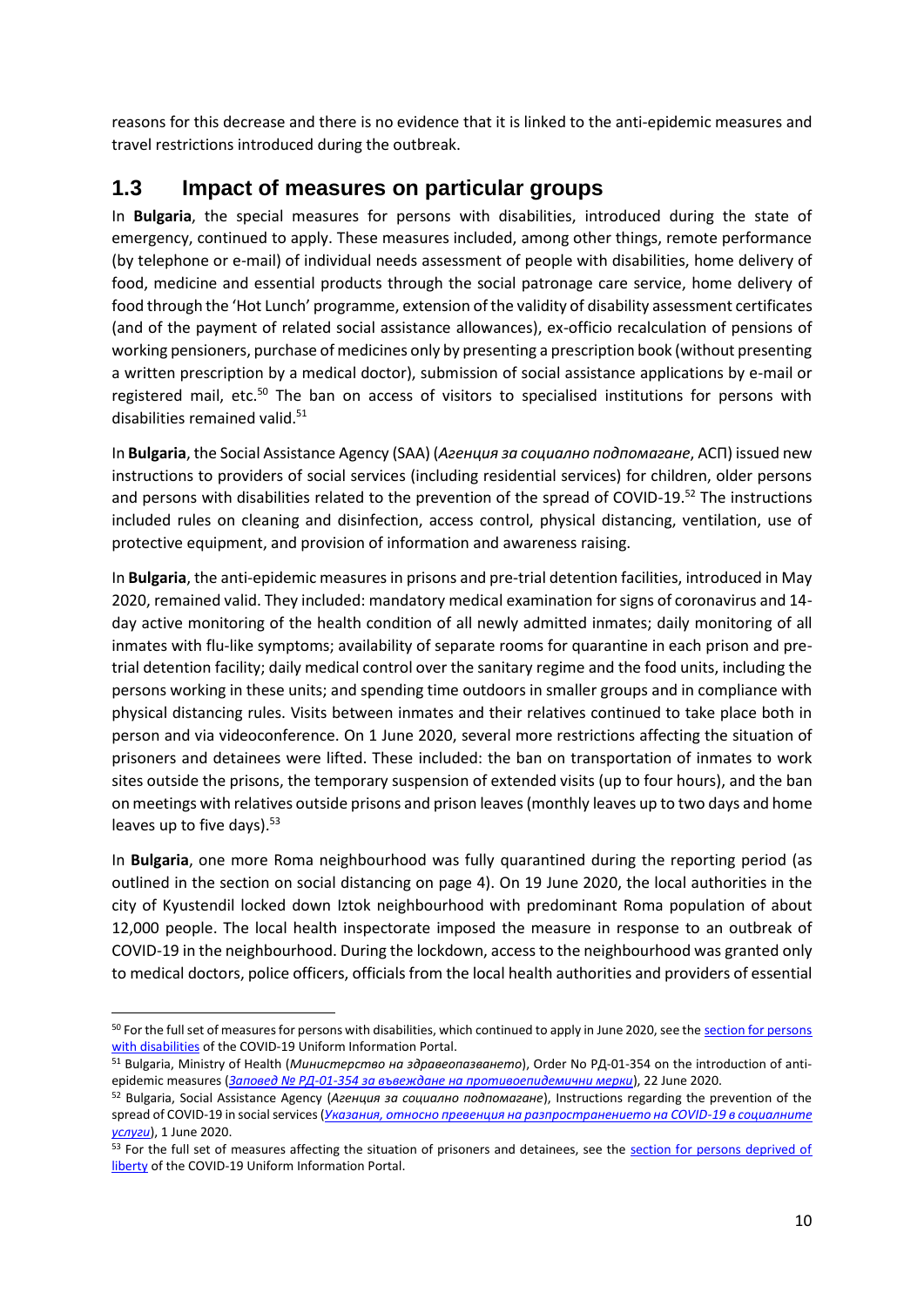reasons for this decrease and there is no evidence that it is linked to the anti-epidemic measures and travel restrictions introduced during the outbreak.

## 1.3 Impact of measures on particular groups

In **Bulgaria**, the special measures for persons with disabilities, introduced during the state of emergency, continued to apply. These measures included, among other things, remote performance (by telephone or e-mail) of individual needs assessment of people with disabilities, home delivery of food, medicine and essential products through the social patronage care service, home delivery of food through the 'Hot Lunch' programme, extension of the validity of disability assessment certificates (and of the payment of related social assistance allowances), ex-officio recalculation of pensions of working pensioners, purchase of medicines only by presenting a prescription book (without presenting a written prescription by a medical doctor), submission of social assistance applications by e-mail or registered mail, etc.[50] The ban on access of visitors to specialised institutions for persons with disabilities remained valid.[51]

In **Bulgaria**, the Social Assistance Agency (SAA) (*Агенция за социално подпомагане*, АСП) issued new instructions to providers of social services (including residential services) for children, older persons and persons with disabilities related to the prevention of the spread of COVID-19.[52] The instructions included rules on cleaning and disinfection, access control, physical distancing, ventilation, use of protective equipment, and provision of information and awareness raising.

In **Bulgaria**, the anti-epidemic measures in prisons and pre-trial detention facilities, introduced in May 2020, remained valid. They included: mandatory medical examination for signs of coronavirus and 14-day active monitoring of the health condition of all newly admitted inmates; daily monitoring of all inmates with flu-like symptoms; availability of separate rooms for quarantine in each prison and pre-trial detention facility; daily medical control over the sanitary regime and the food units, including the persons working in these units; and spending time outdoors in smaller groups and in compliance with physical distancing rules. Visits between inmates and their relatives continued to take place both in person and via videoconference. On 1 June 2020, several more restrictions affecting the situation of prisoners and detainees were lifted. These included: the ban on transportation of inmates to work sites outside the prisons, the temporary suspension of extended visits (up to four hours), and the ban on meetings with relatives outside prisons and prison leaves (monthly leaves up to two days and home leaves up to five days).[53]

In **Bulgaria**, one more Roma neighbourhood was fully quarantined during the reporting period (as outlined in the section on social distancing on page 4). On 19 June 2020, the local authorities in the city of Kyustendil locked down Iztok neighbourhood with predominant Roma population of about 12,000 people. The local health inspectorate imposed the measure in response to an outbreak of COVID-19 in the neighbourhood. During the lockdown, access to the neighbourhood was granted only to medical doctors, police officers, officials from the local health authorities and providers of essential

---

[50] For the full set of measures for persons with disabilities, which continued to apply in June 2020, see the section for persons with disabilities of the COVID-19 Uniform Information Portal.

[51] Bulgaria, Ministry of Health (*Министерство на здравеопазването*), Order No РД-01-354 on the introduction of anti-epidemic measures (*Заповед № РД-01-354 за въвеждане на противоепидемични мерки*), 22 June 2020.

[52] Bulgaria, Social Assistance Agency (*Агенция за социално подпомагане*), Instructions regarding the prevention of the spread of COVID-19 in social services (*Указания, относно превенция на разпространението на COVID-19 в социалните услуги*), 1 June 2020.

[53] For the full set of measures affecting the situation of prisoners and detainees, see the section for persons deprived of liberty of the COVID-19 Uniform Information Portal.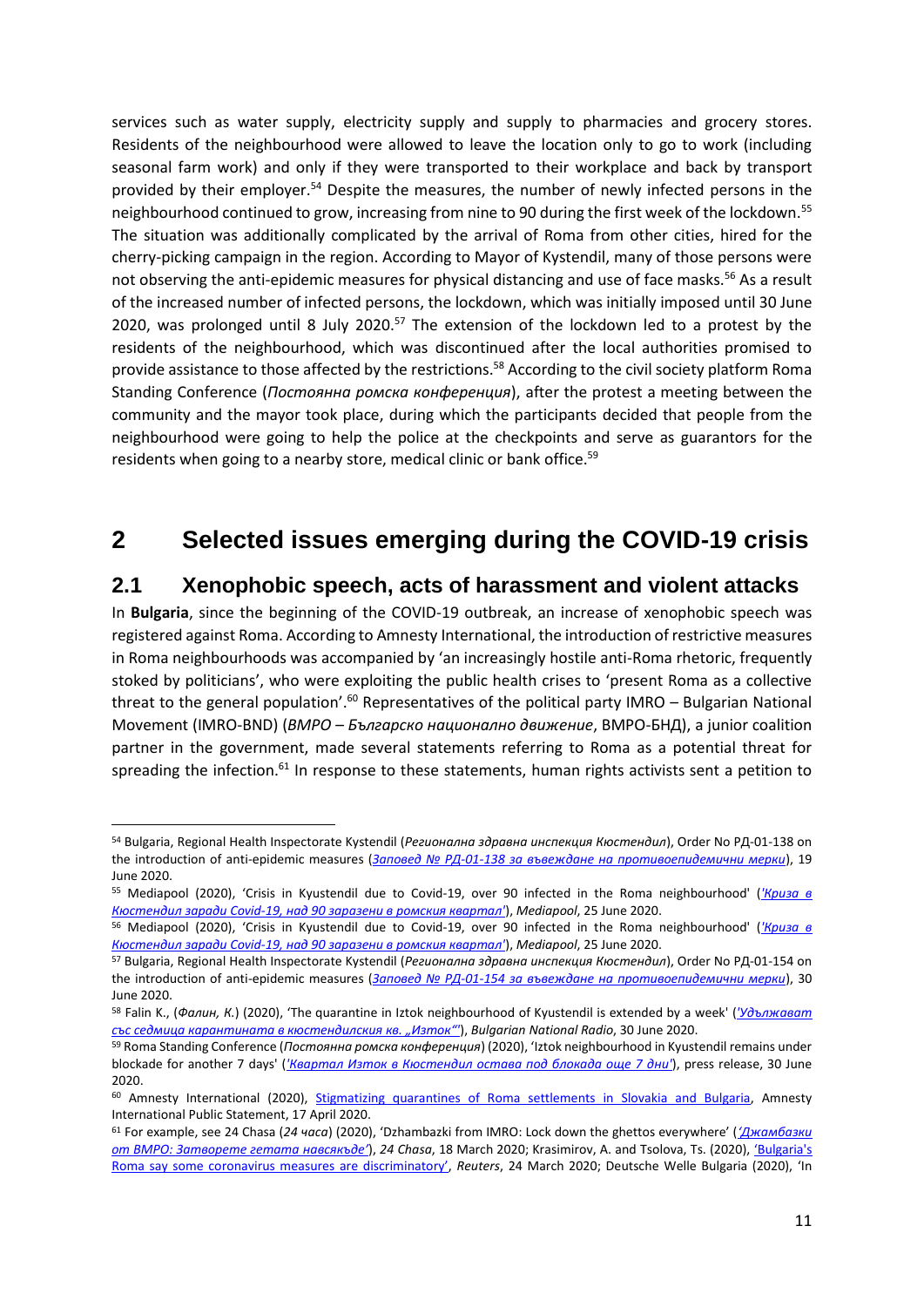services such as water supply, electricity supply and supply to pharmacies and grocery stores. Residents of the neighbourhood were allowed to leave the location only to go to work (including seasonal farm work) and only if they were transported to their workplace and back by transport provided by their employer.[54] Despite the measures, the number of newly infected persons in the neighbourhood continued to grow, increasing from nine to 90 during the first week of the lockdown.[55] The situation was additionally complicated by the arrival of Roma from other cities, hired for the cherry-picking campaign in the region. According to Mayor of Kystendil, many of those persons were not observing the anti-epidemic measures for physical distancing and use of face masks.[56] As a result of the increased number of infected persons, the lockdown, which was initially imposed until 30 June 2020, was prolonged until 8 July 2020.[57] The extension of the lockdown led to a protest by the residents of the neighbourhood, which was discontinued after the local authorities promised to provide assistance to those affected by the restrictions.[58] According to the civil society platform Roma Standing Conference (*Постоянна ромска конференция*), after the protest a meeting between the community and the mayor took place, during which the participants decided that people from the neighbourhood were going to help the police at the checkpoints and serve as guarantors for the residents when going to a nearby store, medical clinic or bank office.[59]

# 2 Selected issues emerging during the COVID-19 crisis

## 2.1 Xenophobic speech, acts of harassment and violent attacks

In **Bulgaria**, since the beginning of the COVID-19 outbreak, an increase of xenophobic speech was registered against Roma. According to Amnesty International, the introduction of restrictive measures in Roma neighbourhoods was accompanied by 'an increasingly hostile anti-Roma rhetoric, frequently stoked by politicians', who were exploiting the public health crises to 'present Roma as a collective threat to the general population'.[60] Representatives of the political party IMRO – Bulgarian National Movement (IMRO-BND) (*ВМРО – Българско национално движение*, ВМРО-БНД), a junior coalition partner in the government, made several statements referring to Roma as a potential threat for spreading the infection.[61] In response to these statements, human rights activists sent a petition to

---

[54] Bulgaria, Regional Health Inspectorate Kystendil (*Регионална здравна инспекция Кюстендил*), Order No РД-01-138 on the introduction of anti-epidemic measures (*Заповед № РД-01-138 за въвеждане на противоепидемични мерки*), 19 June 2020.

[55] Mediapool (2020), 'Crisis in Kyustendil due to Covid-19, over 90 infected in the Roma neighbourhood' (*'Криза в Кюстендил заради Covid-19, над 90 заразени в ромския квартал'*), *Mediapool*, 25 June 2020.

[56] Mediapool (2020), 'Crisis in Kyustendil due to Covid-19, over 90 infected in the Roma neighbourhood' (*'Криза в Кюстендил заради Covid-19, над 90 заразени в ромския квартал'*), *Mediapool*, 25 June 2020.

[57] Bulgaria, Regional Health Inspectorate Kystendil (*Регионална здравна инспекция Кюстендил*), Order No РД-01-154 on the introduction of anti-epidemic measures (*Заповед № РД-01-154 за въвеждане на противоепидемични мерки*), 30 June 2020.

[58] Falin K., (*Фалин, К.*) (2020), 'The quarantine in Iztok neighbourhood of Kyustendil is extended by a week' (*'Удължават със седмица карантината в кюстендилския кв. „Изток"'*), *Bulgarian National Radio*, 30 June 2020.

[59] Roma Standing Conference (*Постоянна ромска конференция*) (2020), 'Iztok neighbourhood in Kyustendil remains under blockade for another 7 days' (*'Квартал Изток в Кюстендил остава под блокада още 7 дни'*), press release, 30 June 2020.

[60] Amnesty International (2020), Stigmatizing quarantines of Roma settlements in Slovakia and Bulgaria, Amnesty International Public Statement, 17 April 2020.

[61] For example, see 24 Chasa (*24 часа*) (2020), 'Dzhambazki from IMRO: Lock down the ghettos everywhere' (*'Джамбазки от ВМРО: Затворете гетата навсякъде'*), *24 Chasa*, 18 March 2020; Krasimirov, A. and Tsolova, Ts. (2020), 'Bulgaria's Roma say some coronavirus measures are discriminatory', *Reuters*, 24 March 2020; Deutsche Welle Bulgaria (2020), 'In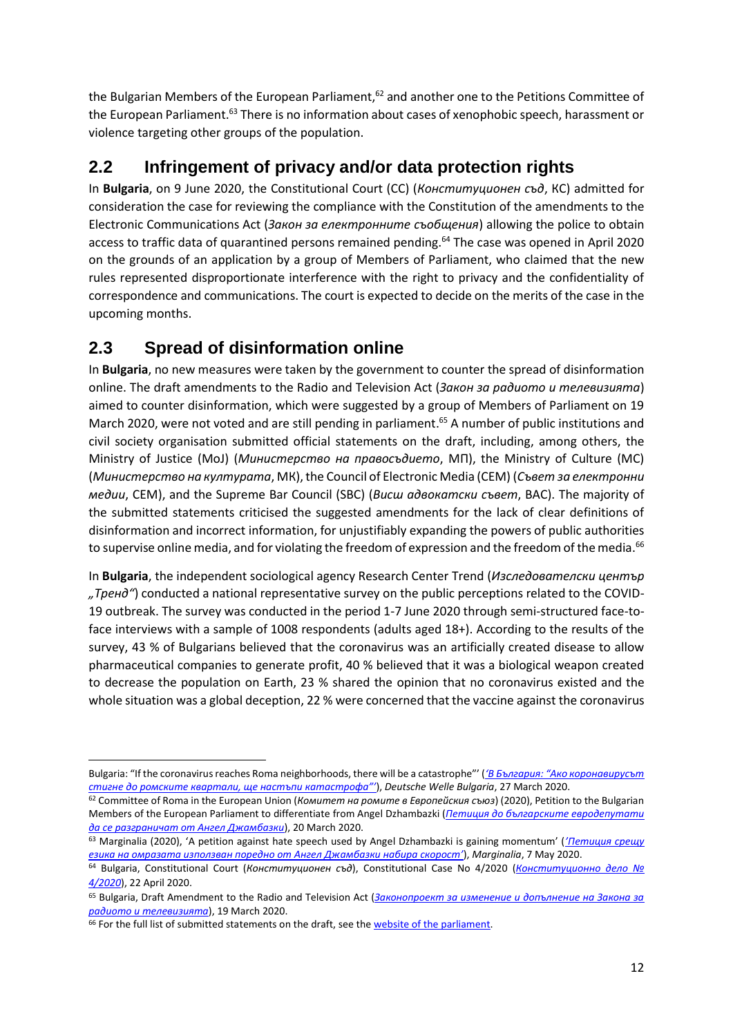the Bulgarian Members of the European Parliament,[62] and another one to the Petitions Committee of the European Parliament.[63] There is no information about cases of xenophobic speech, harassment or violence targeting other groups of the population.

## 2.2 Infringement of privacy and/or data protection rights

In **Bulgaria**, on 9 June 2020, the Constitutional Court (CC) (*Конституционен съд*, КС) admitted for consideration the case for reviewing the compliance with the Constitution of the amendments to the Electronic Communications Act (*Закон за електронните съобщения*) allowing the police to obtain access to traffic data of quarantined persons remained pending.[64] The case was opened in April 2020 on the grounds of an application by a group of Members of Parliament, who claimed that the new rules represented disproportionate interference with the right to privacy and the confidentiality of correspondence and communications. The court is expected to decide on the merits of the case in the upcoming months.

## 2.3 Spread of disinformation online

In **Bulgaria**, no new measures were taken by the government to counter the spread of disinformation online. The draft amendments to the Radio and Television Act (*Закон за радиото и телевизията*) aimed to counter disinformation, which were suggested by a group of Members of Parliament on 19 March 2020, were not voted and are still pending in parliament.[65] A number of public institutions and civil society organisation submitted official statements on the draft, including, among others, the Ministry of Justice (MoJ) (*Министерство на правосъдието*, МП), the Ministry of Culture (MC) (*Министерство на културата*, МК), the Council of Electronic Media (CEM) (*Съвет за електронни медии*, СЕМ), and the Supreme Bar Council (SBC) (*Висш адвокатски съвет*, ВАС). The majority of the submitted statements criticised the suggested amendments for the lack of clear definitions of disinformation and incorrect information, for unjustifiably expanding the powers of public authorities to supervise online media, and for violating the freedom of expression and the freedom of the media.[66]

In **Bulgaria**, the independent sociological agency Research Center Trend (*Изследователски център „Тренд"*) conducted a national representative survey on the public perceptions related to the COVID-19 outbreak. The survey was conducted in the period 1-7 June 2020 through semi-structured face-to-face interviews with a sample of 1008 respondents (adults aged 18+). According to the results of the survey, 43 % of Bulgarians believed that the coronavirus was an artificially created disease to allow pharmaceutical companies to generate profit, 40 % believed that it was a biological weapon created to decrease the population on Earth, 23 % shared the opinion that no coronavirus existed and the whole situation was a global deception, 22 % were concerned that the vaccine against the coronavirus

---

Bulgaria: "If the coronavirus reaches Roma neighborhoods, there will be a catastrophe"' (*'В България: "Ако коронавирусът стигне до ромските квартали, ще настъпи катастрофа"'*), *Deutsche Welle Bulgaria*, 27 March 2020.

[62] Committee of Roma in the European Union (*Комитет на ромите в Европейския съюз*) (2020), Petition to the Bulgarian Members of the European Parliament to differentiate from Angel Dzhambazki (*Петиция до българските евродепутати да се разграничат от Ангел Джамбазки*), 20 March 2020.

[63] Marginalia (2020), 'A petition against hate speech used by Angel Dzhambazki is gaining momentum' (*'Петиция срещу езика на омразата използван поредно от Ангел Джамбазки набира скорост'*), *Marginalia*, 7 May 2020.

[64] Bulgaria, Constitutional Court (*Конституционен съд*), Constitutional Case No 4/2020 (*Конституционно дело № 4/2020*), 22 April 2020.

[65] Bulgaria, Draft Amendment to the Radio and Television Act (*Законопроект за изменение и допълнение на Закона за радиото и телевизията*), 19 March 2020.

[66] For the full list of submitted statements on the draft, see the website of the parliament.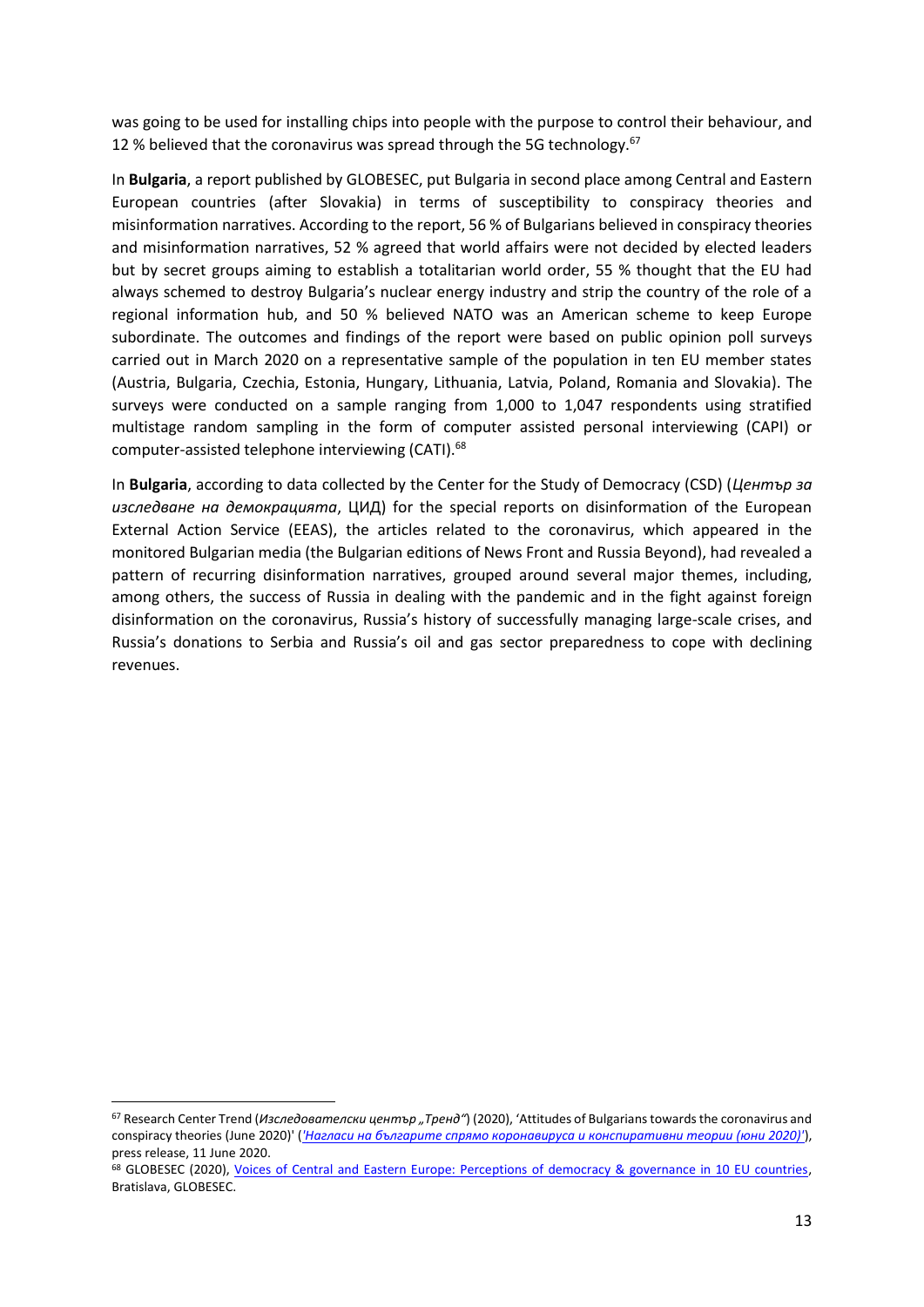was going to be used for installing chips into people with the purpose to control their behaviour, and 12 % believed that the coronavirus was spread through the 5G technology.[67]

In **Bulgaria**, a report published by GLOBESEC, put Bulgaria in second place among Central and Eastern European countries (after Slovakia) in terms of susceptibility to conspiracy theories and misinformation narratives. According to the report, 56 % of Bulgarians believed in conspiracy theories and misinformation narratives, 52 % agreed that world affairs were not decided by elected leaders but by secret groups aiming to establish a totalitarian world order, 55 % thought that the EU had always schemed to destroy Bulgaria's nuclear energy industry and strip the country of the role of a regional information hub, and 50 % believed NATO was an American scheme to keep Europe subordinate. The outcomes and findings of the report were based on public opinion poll surveys carried out in March 2020 on a representative sample of the population in ten EU member states (Austria, Bulgaria, Czechia, Estonia, Hungary, Lithuania, Latvia, Poland, Romania and Slovakia). The surveys were conducted on a sample ranging from 1,000 to 1,047 respondents using stratified multistage random sampling in the form of computer assisted personal interviewing (CAPI) or computer-assisted telephone interviewing (CATI).[68]

In **Bulgaria**, according to data collected by the Center for the Study of Democracy (CSD) (*Център за изследване на демокрацията*, ЦИД) for the special reports on disinformation of the European External Action Service (EEAS), the articles related to the coronavirus, which appeared in the monitored Bulgarian media (the Bulgarian editions of News Front and Russia Beyond), had revealed a pattern of recurring disinformation narratives, grouped around several major themes, including, among others, the success of Russia in dealing with the pandemic and in the fight against foreign disinformation on the coronavirus, Russia's history of successfully managing large-scale crises, and Russia's donations to Serbia and Russia's oil and gas sector preparedness to cope with declining revenues.

---

[67] Research Center Trend (*Изследователски център „Тренд"*) (2020), 'Attitudes of Bulgarians towards the coronavirus and conspiracy theories (June 2020)' (*'Нагласи на българите спрямо коронавируса и конспиративни теории (юни 2020)'*), press release, 11 June 2020.

[68] GLOBESEC (2020), Voices of Central and Eastern Europe: Perceptions of democracy & governance in 10 EU countries, Bratislava, GLOBESEC.